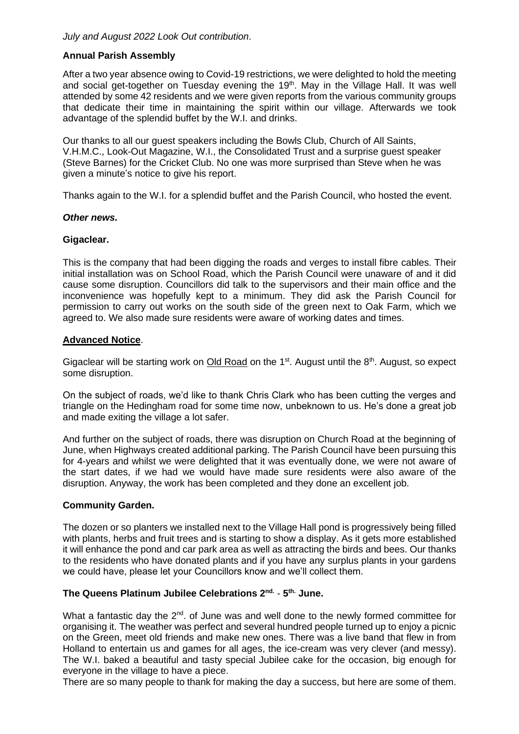*July and August 2022 Look Out contribution*.

**Annual Parish Assembly**

After a two year absence owing to Covid-19 restrictions, we were delighted to hold the meeting and social get-together on Tuesday evening the 19th. May in the Village Hall. It was well attended by some 42 residents and we were given reports from the various community groups that dedicate their time in maintaining the spirit within our village. Afterwards we took advantage of the splendid buffet by the W.I. and drinks.

Our thanks to all our guest speakers including the Bowls Club, Church of All Saints, V.H.M.C., Look-Out Magazine, W.I., the Consolidated Trust and a surprise guest speaker (Steve Barnes) for the Cricket Club. No one was more surprised than Steve when he was given a minute's notice to give his report.

Thanks again to the W.I. for a splendid buffet and the Parish Council, who hosted the event.

***Other news.***

**Gigaclear.**

This is the company that had been digging the roads and verges to install fibre cables. Their initial installation was on School Road, which the Parish Council were unaware of and it did cause some disruption. Councillors did talk to the supervisors and their main office and the inconvenience was hopefully kept to a minimum. They did ask the Parish Council for permission to carry out works on the south side of the green next to Oak Farm, which we agreed to. We also made sure residents were aware of working dates and times.

**Advanced Notice**.

Gigaclear will be starting work on Old Road on the 1st. August until the 8th. August, so expect some disruption.

On the subject of roads, we'd like to thank Chris Clark who has been cutting the verges and triangle on the Hedingham road for some time now, unbeknown to us. He's done a great job and made exiting the village a lot safer.

And further on the subject of roads, there was disruption on Church Road at the beginning of June, when Highways created additional parking. The Parish Council have been pursuing this for 4-years and whilst we were delighted that it was eventually done, we were not aware of the start dates, if we had we would have made sure residents were also aware of the disruption. Anyway, the work has been completed and they done an excellent job.

**Community Garden.**

The dozen or so planters we installed next to the Village Hall pond is progressively being filled with plants, herbs and fruit trees and is starting to show a display. As it gets more established it will enhance the pond and car park area as well as attracting the birds and bees. Our thanks to the residents who have donated plants and if you have any surplus plants in your gardens we could have, please let your Councillors know and we'll collect them.

**The Queens Platinum Jubilee Celebrations 2nd. - 5th. June.**

What a fantastic day the 2nd. of June was and well done to the newly formed committee for organising it. The weather was perfect and several hundred people turned up to enjoy a picnic on the Green, meet old friends and make new ones. There was a live band that flew in from Holland to entertain us and games for all ages, the ice-cream was very clever (and messy). The W.I. baked a beautiful and tasty special Jubilee cake for the occasion, big enough for everyone in the village to have a piece.

There are so many people to thank for making the day a success, but here are some of them.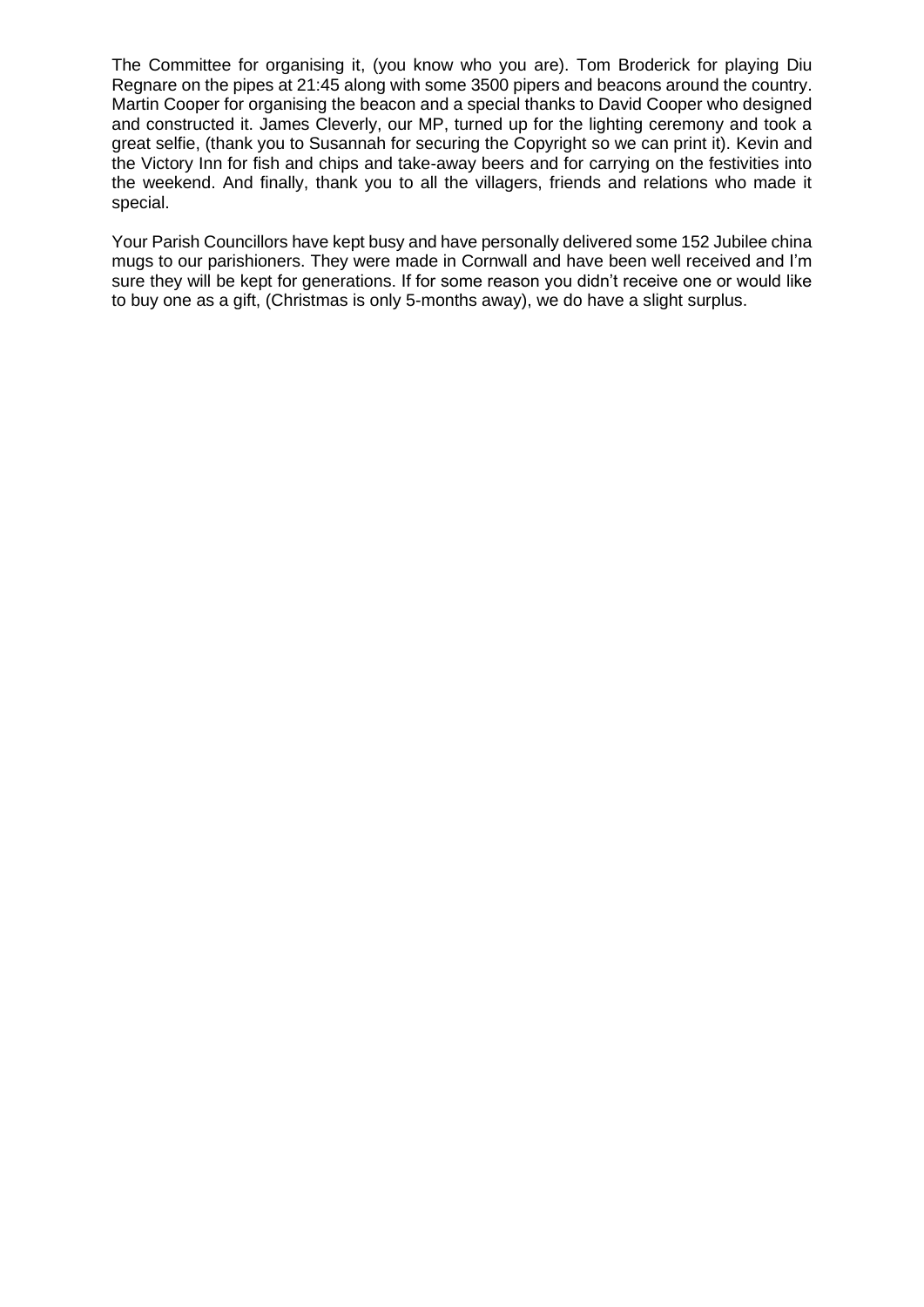The Committee for organising it, (you know who you are). Tom Broderick for playing Diu Regnare on the pipes at 21:45 along with some 3500 pipers and beacons around the country. Martin Cooper for organising the beacon and a special thanks to David Cooper who designed and constructed it. James Cleverly, our MP, turned up for the lighting ceremony and took a great selfie, (thank you to Susannah for securing the Copyright so we can print it). Kevin and the Victory Inn for fish and chips and take-away beers and for carrying on the festivities into the weekend. And finally, thank you to all the villagers, friends and relations who made it special.

Your Parish Councillors have kept busy and have personally delivered some 152 Jubilee china mugs to our parishioners. They were made in Cornwall and have been well received and I'm sure they will be kept for generations. If for some reason you didn't receive one or would like to buy one as a gift, (Christmas is only 5-months away), we do have a slight surplus.